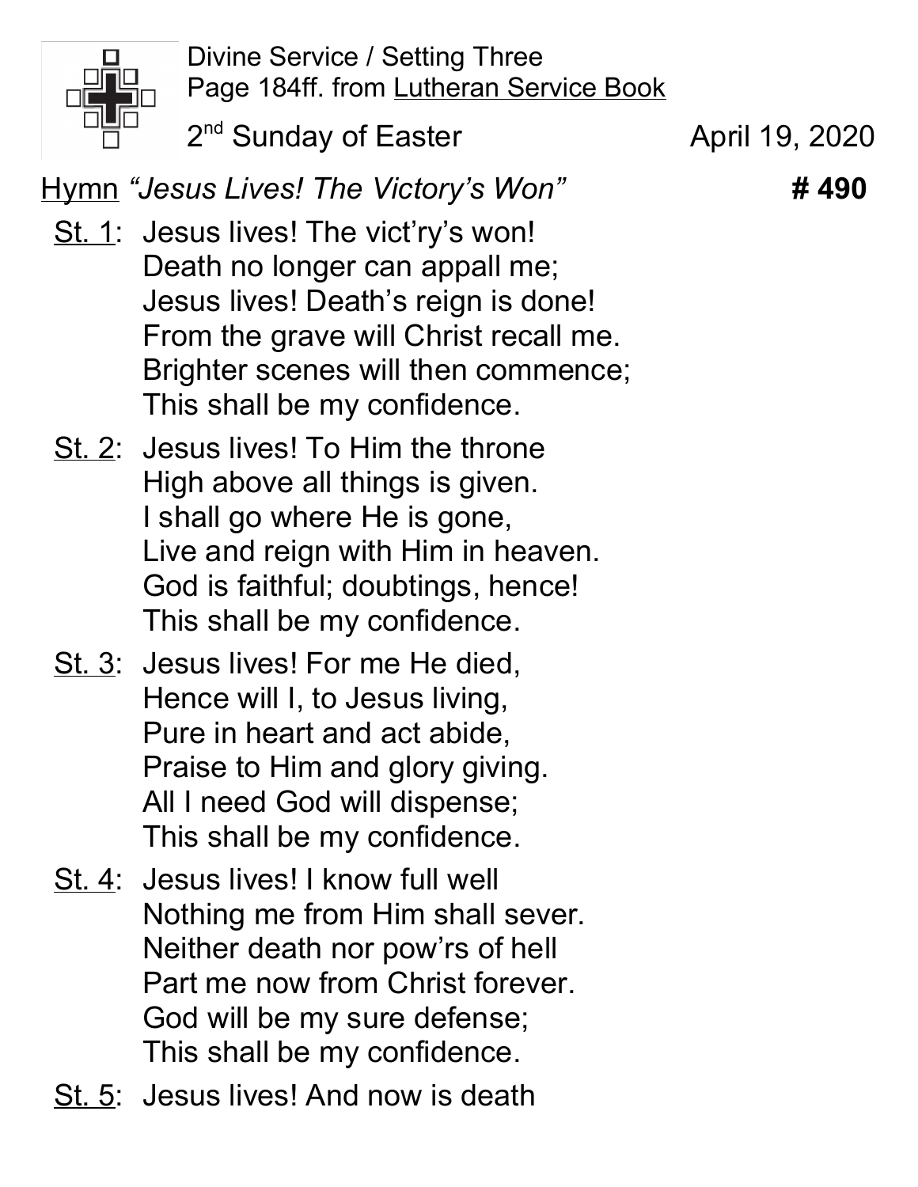Divine Service / Setting Three
Page 184ff. from Lutheran Service Book

2nd Sunday of Easter April 19, 2020

Hymn *"Jesus Lives! The Victory's Won"* **# 490**

St. 1: Jesus lives! The vict'ry's won!
Death no longer can appall me;
Jesus lives! Death's reign is done!
From the grave will Christ recall me.
Brighter scenes will then commence;
This shall be my confidence.

St. 2: Jesus lives! To Him the throne
High above all things is given.
I shall go where He is gone,
Live and reign with Him in heaven.
God is faithful; doubtings, hence!
This shall be my confidence.

St. 3: Jesus lives! For me He died,
Hence will I, to Jesus living,
Pure in heart and act abide,
Praise to Him and glory giving.
All I need God will dispense;
This shall be my confidence.

St. 4: Jesus lives! I know full well
Nothing me from Him shall sever.
Neither death nor pow'rs of hell
Part me now from Christ forever.
God will be my sure defense;
This shall be my confidence.

St. 5: Jesus lives! And now is death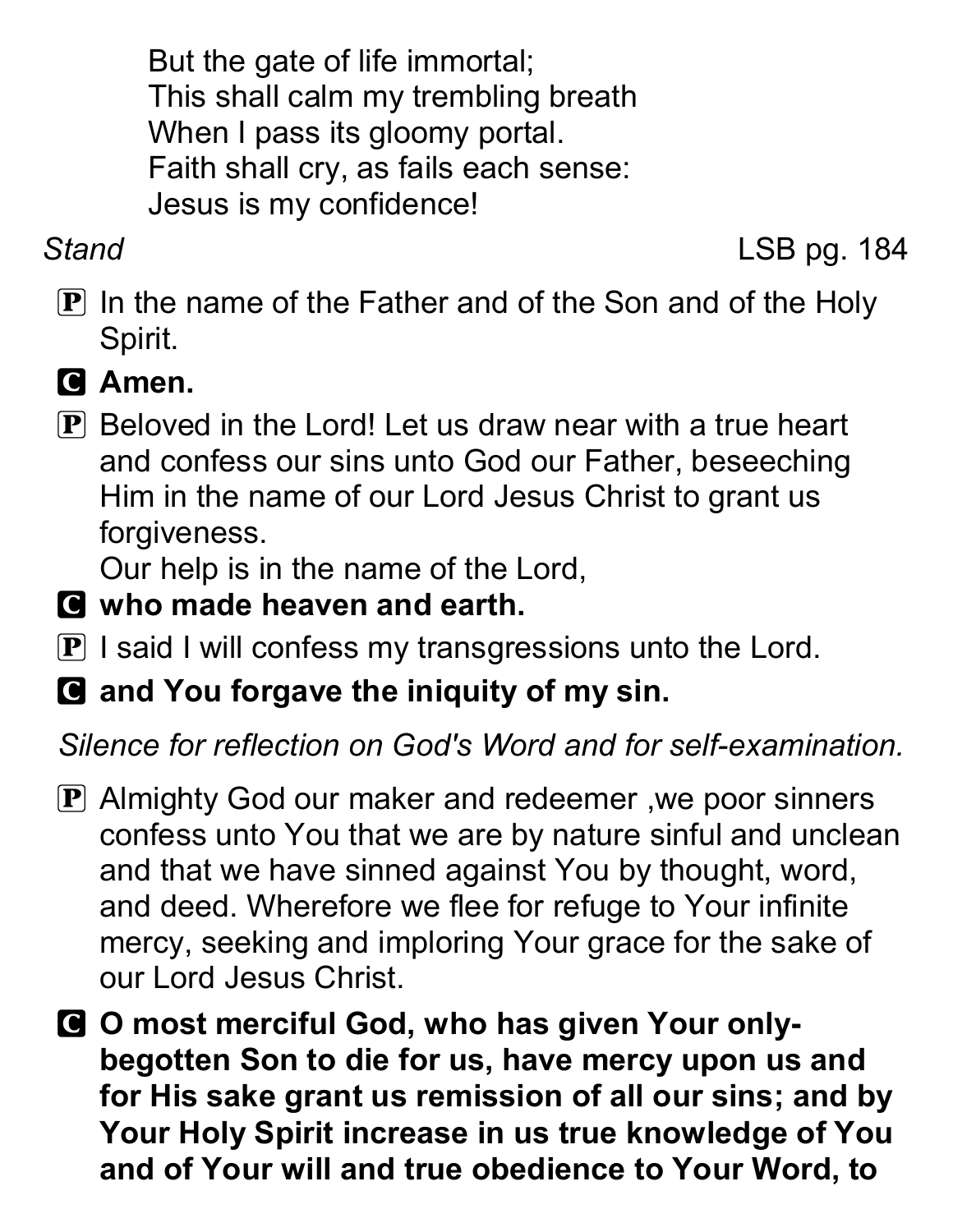But the gate of life immortal;
This shall calm my trembling breath
When I pass its gloomy portal.
Faith shall cry, as fails each sense:
Jesus is my confidence!

*Stand* LSB pg. 184

P In the name of the Father and of the Son and of the Holy Spirit.

C **Amen.**

P Beloved in the Lord! Let us draw near with a true heart and confess our sins unto God our Father, beseeching Him in the name of our Lord Jesus Christ to grant us forgiveness.
Our help is in the name of the Lord,

C **who made heaven and earth.**

P I said I will confess my transgressions unto the Lord.

C **and You forgave the iniquity of my sin.**

*Silence for reflection on God's Word and for self-examination.*

P Almighty God our maker and redeemer ,we poor sinners confess unto You that we are by nature sinful and unclean and that we have sinned against You by thought, word, and deed. Wherefore we flee for refuge to Your infinite mercy, seeking and imploring Your grace for the sake of our Lord Jesus Christ.

C **O most merciful God, who has given Your only-begotten Son to die for us, have mercy upon us and for His sake grant us remission of all our sins; and by Your Holy Spirit increase in us true knowledge of You and of Your will and true obedience to Your Word, to**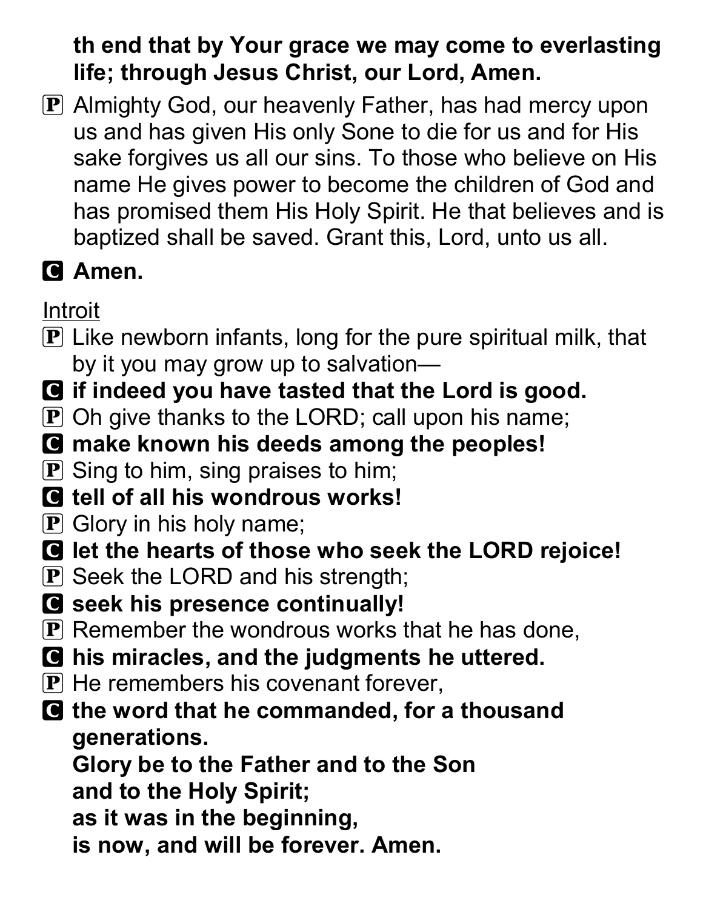**th end that by Your grace we may come to everlasting life; through Jesus Christ, our Lord, Amen.**

Ⓟ Almighty God, our heavenly Father, has had mercy upon us and has given His only Sone to die for us and for His sake forgives us all our sins. To those who believe on His name He gives power to become the children of God and has promised them His Holy Spirit. He that believes and is baptized shall be saved. Grant this, Lord, unto us all.

**Ⓒ Amen.**

Introit

Ⓟ Like newborn infants, long for the pure spiritual milk, that by it you may grow up to salvation—

**Ⓒ if indeed you have tasted that the Lord is good.**

Ⓟ Oh give thanks to the LORD; call upon his name;

**Ⓒ make known his deeds among the peoples!**

Ⓟ Sing to him, sing praises to him;

**Ⓒ tell of all his wondrous works!**

Ⓟ Glory in his holy name;

**Ⓒ let the hearts of those who seek the LORD rejoice!**

Ⓟ Seek the LORD and his strength;

**Ⓒ seek his presence continually!**

Ⓟ Remember the wondrous works that he has done,

**Ⓒ his miracles, and the judgments he uttered.**

Ⓟ He remembers his covenant forever,

**Ⓒ the word that he commanded, for a thousand generations.**
**Glory be to the Father and to the Son**
**and to the Holy Spirit;**
**as it was in the beginning,**
**is now, and will be forever. Amen.**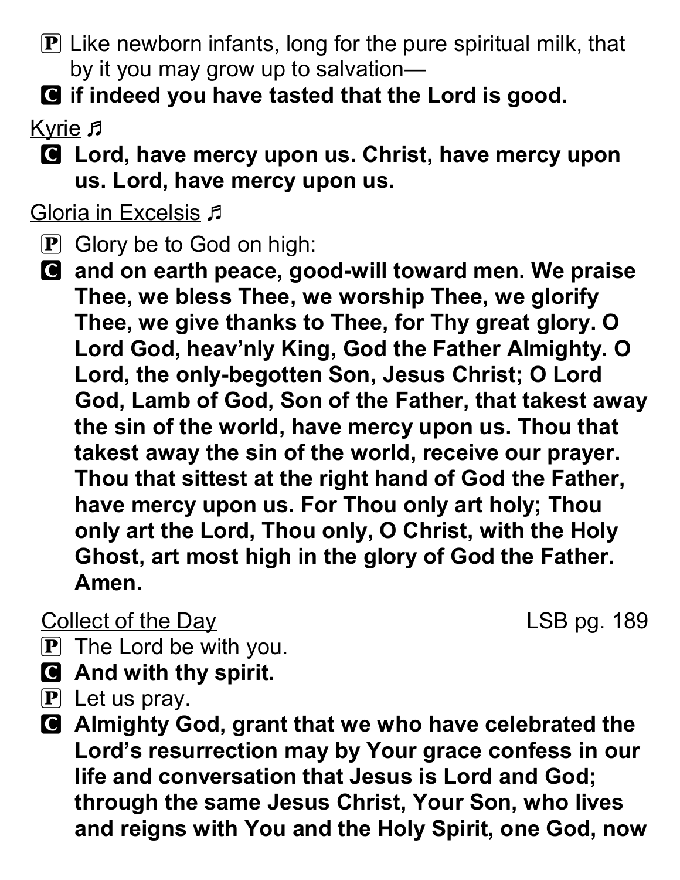P Like newborn infants, long for the pure spiritual milk, that by it you may grow up to salvation—

**C if indeed you have tasted that the Lord is good.**

Kyrie ♬

**C Lord, have mercy upon us. Christ, have mercy upon us. Lord, have mercy upon us.**

Gloria in Excelsis ♬

P Glory be to God on high:

**C and on earth peace, good-will toward men. We praise Thee, we bless Thee, we worship Thee, we glorify Thee, we give thanks to Thee, for Thy great glory. O Lord God, heav'nly King, God the Father Almighty. O Lord, the only-begotten Son, Jesus Christ; O Lord God, Lamb of God, Son of the Father, that takest away the sin of the world, have mercy upon us. Thou that takest away the sin of the world, receive our prayer. Thou that sittest at the right hand of God the Father, have mercy upon us. For Thou only art holy; Thou only art the Lord, Thou only, O Christ, with the Holy Ghost, art most high in the glory of God the Father. Amen.**

Collect of the Day — LSB pg. 189

P The Lord be with you.

**C And with thy spirit.**

P Let us pray.

**C Almighty God, grant that we who have celebrated the Lord's resurrection may by Your grace confess in our life and conversation that Jesus is Lord and God; through the same Jesus Christ, Your Son, who lives and reigns with You and the Holy Spirit, one God, now**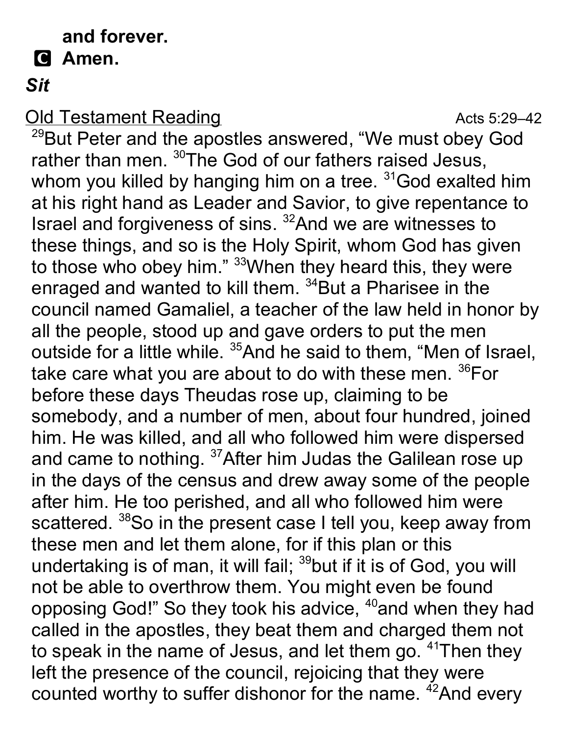**and forever.**

**C Amen.**

***Sit***

<u>Old Testament Reading</u> Acts 5:29–42

[29]But Peter and the apostles answered, “We must obey God rather than men. [30]The God of our fathers raised Jesus, whom you killed by hanging him on a tree. [31]God exalted him at his right hand as Leader and Savior, to give repentance to Israel and forgiveness of sins. [32]And we are witnesses to these things, and so is the Holy Spirit, whom God has given to those who obey him.” [33]When they heard this, they were enraged and wanted to kill them. [34]But a Pharisee in the council named Gamaliel, a teacher of the law held in honor by all the people, stood up and gave orders to put the men outside for a little while. [35]And he said to them, “Men of Israel, take care what you are about to do with these men. [36]For before these days Theudas rose up, claiming to be somebody, and a number of men, about four hundred, joined him. He was killed, and all who followed him were dispersed and came to nothing. [37]After him Judas the Galilean rose up in the days of the census and drew away some of the people after him. He too perished, and all who followed him were scattered. [38]So in the present case I tell you, keep away from these men and let them alone, for if this plan or this undertaking is of man, it will fail; [39]but if it is of God, you will not be able to overthrow them. You might even be found opposing God!” So they took his advice, [40]and when they had called in the apostles, they beat them and charged them not to speak in the name of Jesus, and let them go. [41]Then they left the presence of the council, rejoicing that they were counted worthy to suffer dishonor for the name. [42]And every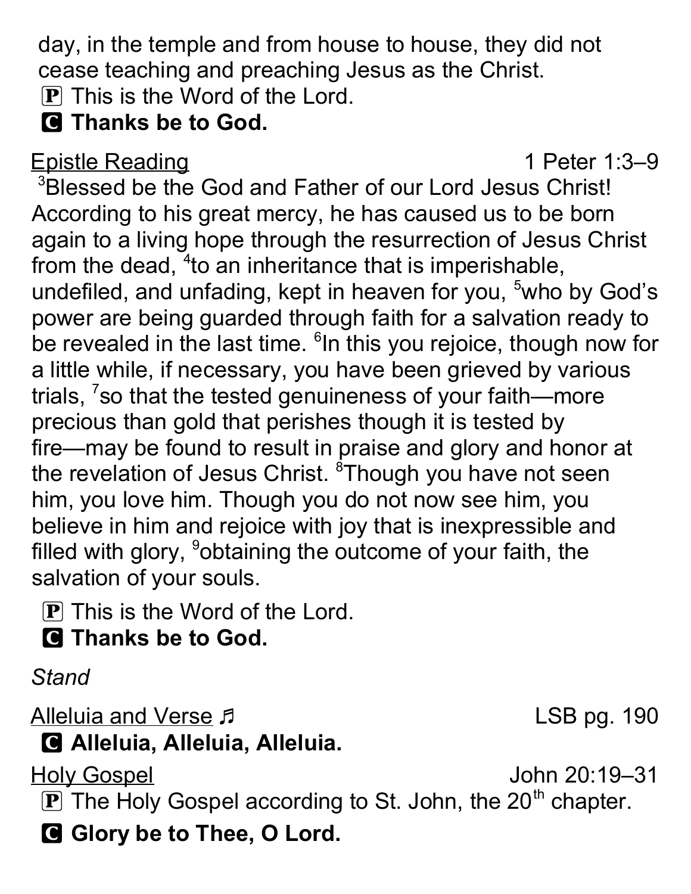day, in the temple and from house to house, they did not cease teaching and preaching Jesus as the Christ.

Ⓟ This is the Word of the Lord.

**Ⓒ Thanks be to God.**

Epistle Reading 1 Peter 1:3–9

[3]Blessed be the God and Father of our Lord Jesus Christ! According to his great mercy, he has caused us to be born again to a living hope through the resurrection of Jesus Christ from the dead, [4]to an inheritance that is imperishable, undefiled, and unfading, kept in heaven for you, [5]who by God's power are being guarded through faith for a salvation ready to be revealed in the last time. [6]In this you rejoice, though now for a little while, if necessary, you have been grieved by various trials, [7]so that the tested genuineness of your faith—more precious than gold that perishes though it is tested by fire—may be found to result in praise and glory and honor at the revelation of Jesus Christ. [8]Though you have not seen him, you love him. Though you do not now see him, you believe in him and rejoice with joy that is inexpressible and filled with glory, [9]obtaining the outcome of your faith, the salvation of your souls.

Ⓟ This is the Word of the Lord.

**Ⓒ Thanks be to God.**

*Stand*

Alleluia and Verse ♬ LSB pg. 190

**Ⓒ Alleluia, Alleluia, Alleluia.**

Holy Gospel John 20:19–31

Ⓟ The Holy Gospel according to St. John, the 20th chapter.

**Ⓒ Glory be to Thee, O Lord.**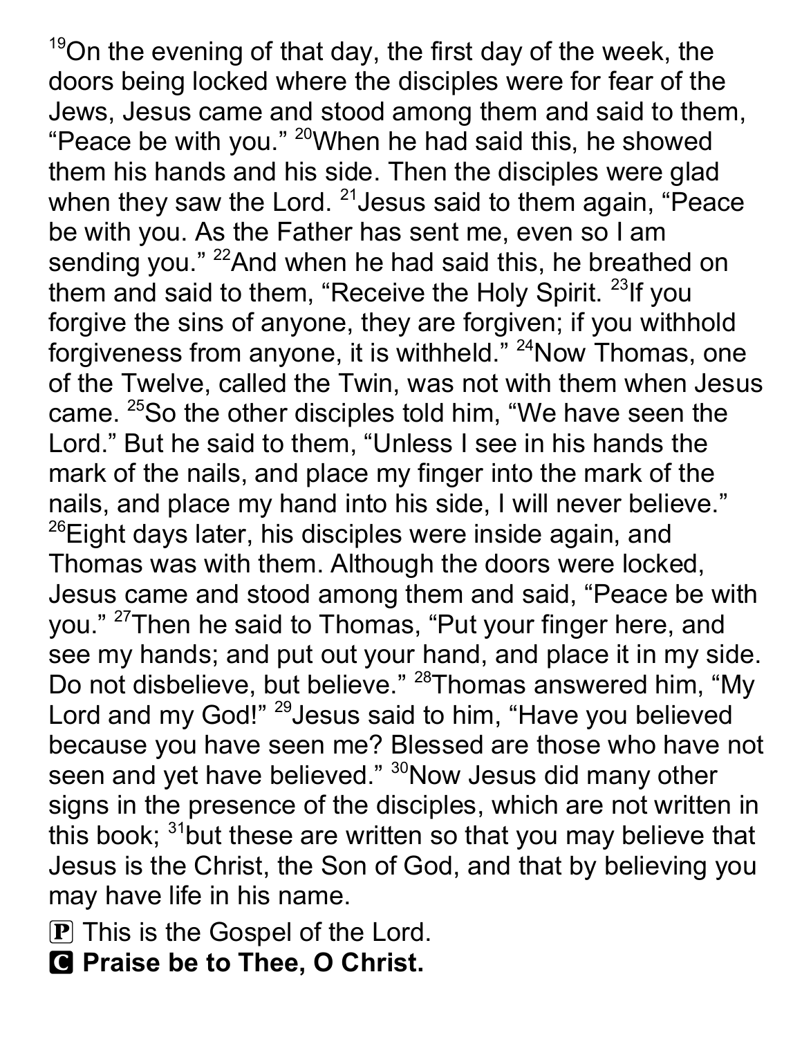[19]On the evening of that day, the first day of the week, the doors being locked where the disciples were for fear of the Jews, Jesus came and stood among them and said to them, "Peace be with you." [20]When he had said this, he showed them his hands and his side. Then the disciples were glad when they saw the Lord. [21]Jesus said to them again, "Peace be with you. As the Father has sent me, even so I am sending you." [22]And when he had said this, he breathed on them and said to them, "Receive the Holy Spirit. [23]If you forgive the sins of anyone, they are forgiven; if you withhold forgiveness from anyone, it is withheld." [24]Now Thomas, one of the Twelve, called the Twin, was not with them when Jesus came. [25]So the other disciples told him, "We have seen the Lord." But he said to them, "Unless I see in his hands the mark of the nails, and place my finger into the mark of the nails, and place my hand into his side, I will never believe." [26]Eight days later, his disciples were inside again, and Thomas was with them. Although the doors were locked, Jesus came and stood among them and said, "Peace be with you." [27]Then he said to Thomas, "Put your finger here, and see my hands; and put out your hand, and place it in my side. Do not disbelieve, but believe." [28]Thomas answered him, "My Lord and my God!" [29]Jesus said to him, "Have you believed because you have seen me? Blessed are those who have not seen and yet have believed." [30]Now Jesus did many other signs in the presence of the disciples, which are not written in this book; [31]but these are written so that you may believe that Jesus is the Christ, the Son of God, and that by believing you may have life in his name.

P This is the Gospel of the Lord.

**C Praise be to Thee, O Christ.**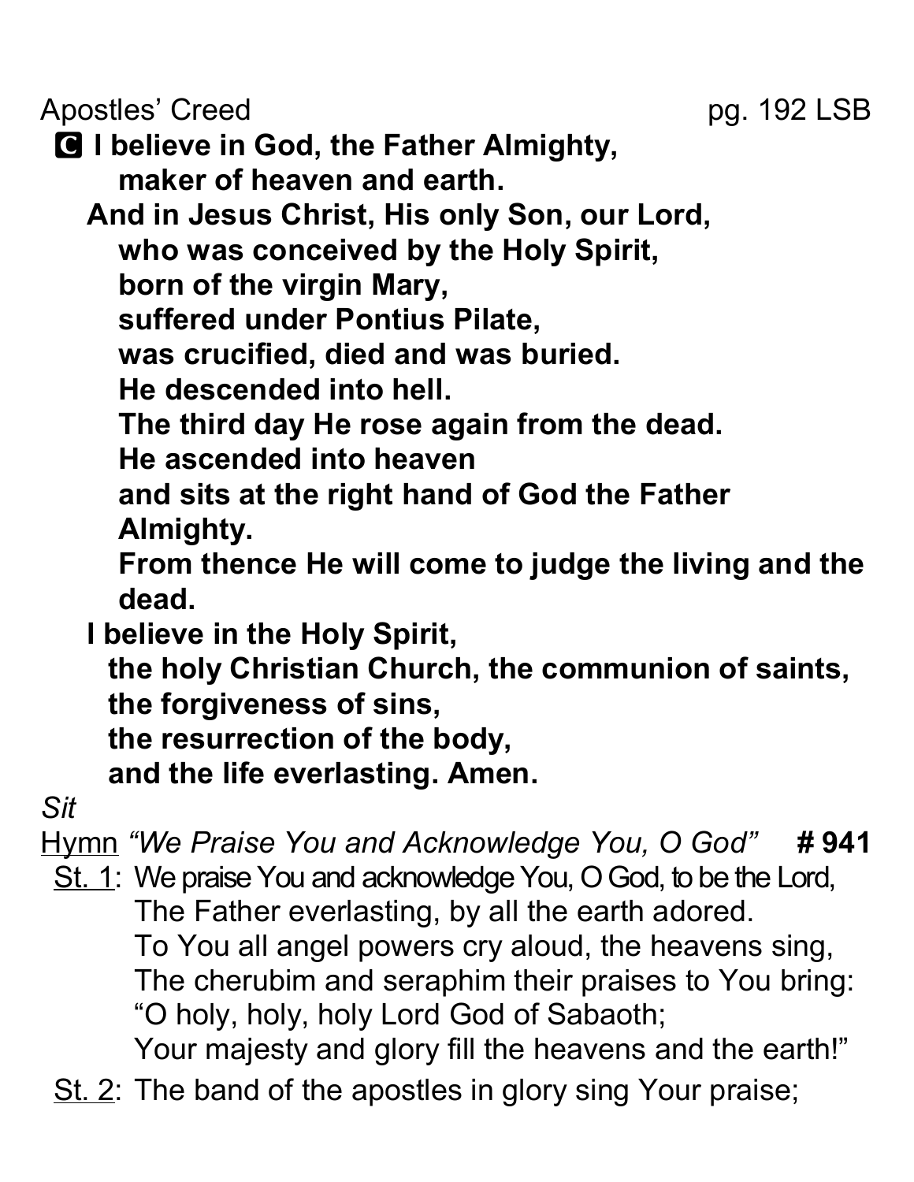Apostles' Creed pg. 192 LSB

**C I believe in God, the Father Almighty,**
**maker of heaven and earth.**
**And in Jesus Christ, His only Son, our Lord,**
**who was conceived by the Holy Spirit,**
**born of the virgin Mary,**
**suffered under Pontius Pilate,**
**was crucified, died and was buried.**
**He descended into hell.**
**The third day He rose again from the dead.**
**He ascended into heaven**
**and sits at the right hand of God the Father Almighty.**
**From thence He will come to judge the living and the dead.**
**I believe in the Holy Spirit,**
**the holy Christian Church, the communion of saints,**
**the forgiveness of sins,**
**the resurrection of the body,**
**and the life everlasting. Amen.**

*Sit*

Hymn *"We Praise You and Acknowledge You, O God"* **# 941**

St. 1: We praise You and acknowledge You, O God, to be the Lord,
The Father everlasting, by all the earth adored.
To You all angel powers cry aloud, the heavens sing,
The cherubim and seraphim their praises to You bring:
"O holy, holy, holy Lord God of Sabaoth;
Your majesty and glory fill the heavens and the earth!"

St. 2: The band of the apostles in glory sing Your praise;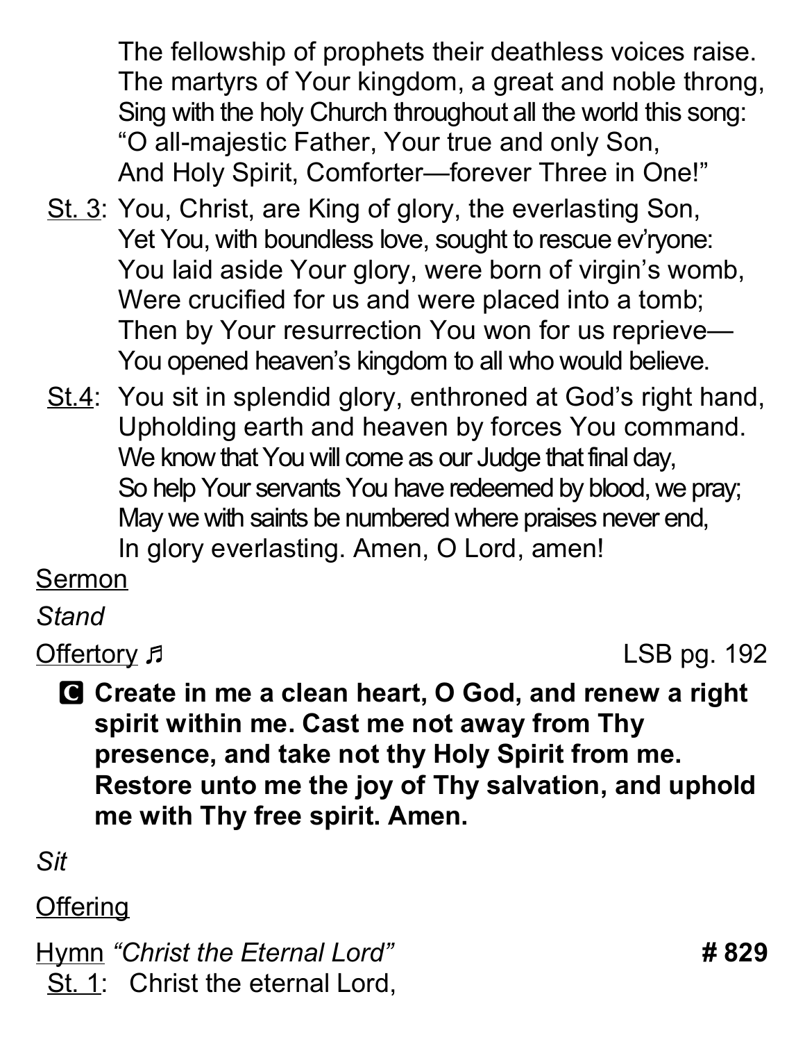The fellowship of prophets their deathless voices raise.
The martyrs of Your kingdom, a great and noble throng,
Sing with the holy Church throughout all the world this song:
"O all-majestic Father, Your true and only Son,
And Holy Spirit, Comforter—forever Three in One!"

<u>St. 3</u>: You, Christ, are King of glory, the everlasting Son,
Yet You, with boundless love, sought to rescue ev'ryone:
You laid aside Your glory, were born of virgin's womb,
Were crucified for us and were placed into a tomb;
Then by Your resurrection You won for us reprieve—
You opened heaven's kingdom to all who would believe.

<u>St.4</u>: You sit in splendid glory, enthroned at God's right hand,
Upholding earth and heaven by forces You command.
We know that You will come as our Judge that final day,
So help Your servants You have redeemed by blood, we pray;
May we with saints be numbered where praises never end,
In glory everlasting. Amen, O Lord, amen!

<u>Sermon</u>

*Stand*

<u>Offertory</u> ♬ LSB pg. 192

**C Create in me a clean heart, O God, and renew a right spirit within me. Cast me not away from Thy presence, and take not thy Holy Spirit from me. Restore unto me the joy of Thy salvation, and uphold me with Thy free spirit. Amen.**

*Sit*

<u>Offering</u>

<u>Hymn</u> *"Christ the Eternal Lord"* **# 829**

<u>St. 1</u>: Christ the eternal Lord,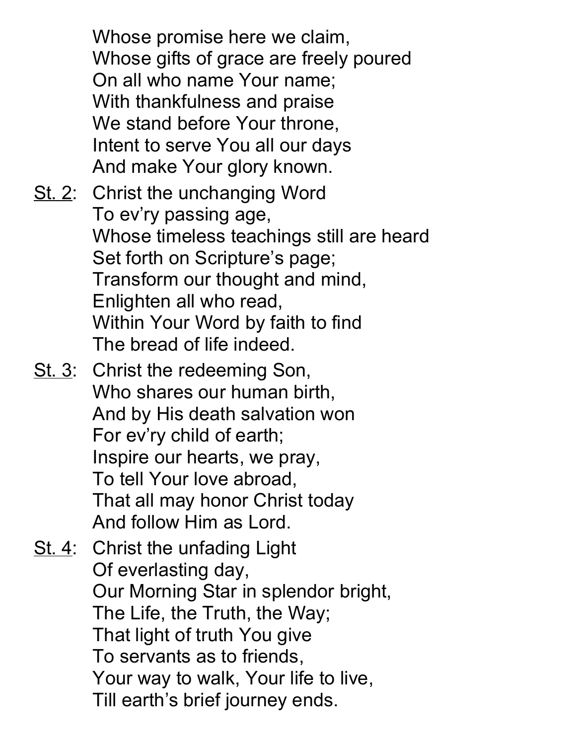Whose promise here we claim,  
Whose gifts of grace are freely poured  
On all who name Your name;  
With thankfulness and praise  
We stand before Your throne,  
Intent to serve You all our days  
And make Your glory known.

St. 2: Christ the unchanging Word  
To ev'ry passing age,  
Whose timeless teachings still are heard  
Set forth on Scripture's page;  
Transform our thought and mind,  
Enlighten all who read,  
Within Your Word by faith to find  
The bread of life indeed.

St. 3: Christ the redeeming Son,  
Who shares our human birth,  
And by His death salvation won  
For ev'ry child of earth;  
Inspire our hearts, we pray,  
To tell Your love abroad,  
That all may honor Christ today  
And follow Him as Lord.

St. 4: Christ the unfading Light  
Of everlasting day,  
Our Morning Star in splendor bright,  
The Life, the Truth, the Way;  
That light of truth You give  
To servants as to friends,  
Your way to walk, Your life to live,  
Till earth's brief journey ends.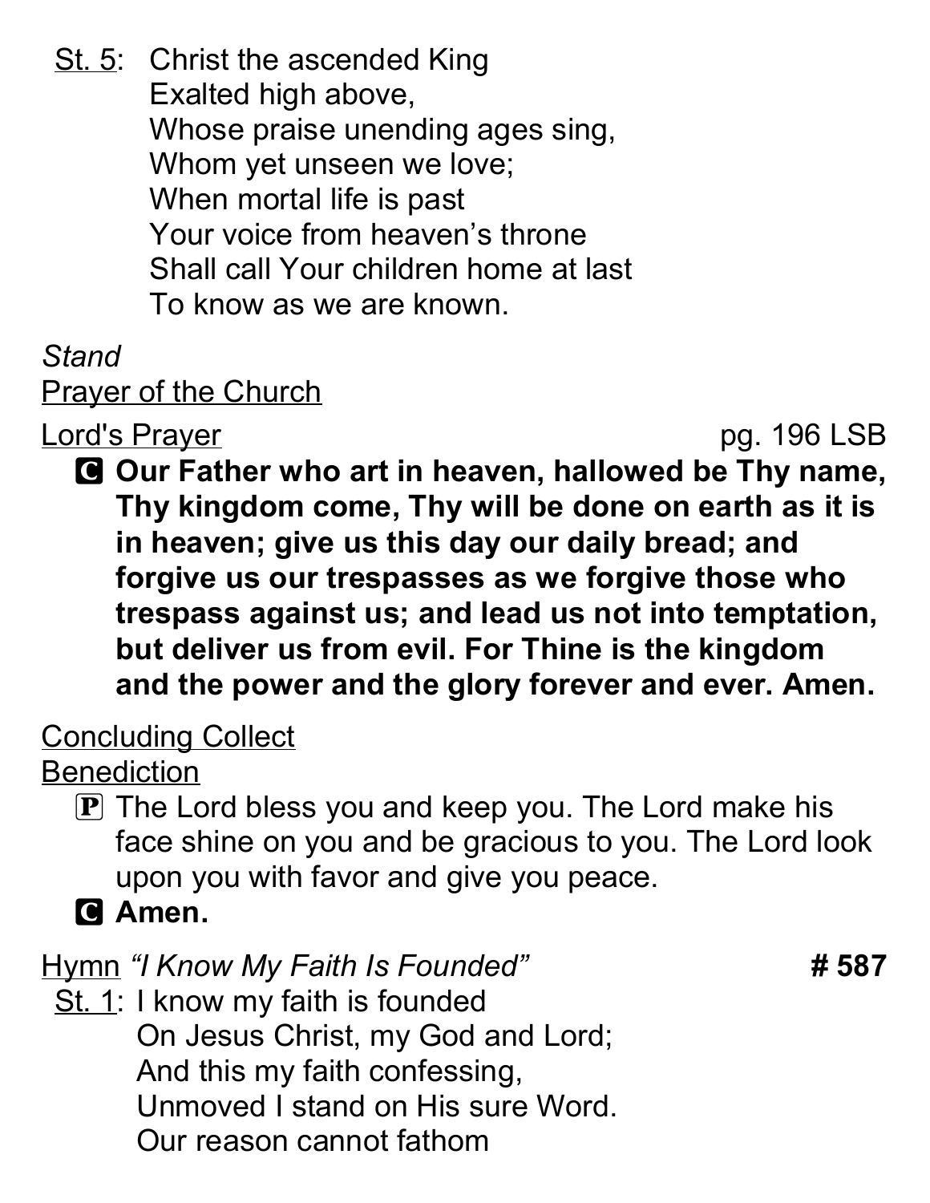St. 5: Christ the ascended King
Exalted high above,
Whose praise unending ages sing,
Whom yet unseen we love;
When mortal life is past
Your voice from heaven's throne
Shall call Your children home at last
To know as we are known.

*Stand*

Prayer of the Church

Lord's Prayer pg. 196 LSB

**C Our Father who art in heaven, hallowed be Thy name, Thy kingdom come, Thy will be done on earth as it is in heaven; give us this day our daily bread; and forgive us our trespasses as we forgive those who trespass against us; and lead us not into temptation, but deliver us from evil. For Thine is the kingdom and the power and the glory forever and ever. Amen.**

Concluding Collect

Benediction

P The Lord bless you and keep you. The Lord make his face shine on you and be gracious to you. The Lord look upon you with favor and give you peace.

**C Amen.**

Hymn *"I Know My Faith Is Founded"* **# 587**

St. 1: I know my faith is founded
On Jesus Christ, my God and Lord;
And this my faith confessing,
Unmoved I stand on His sure Word.
Our reason cannot fathom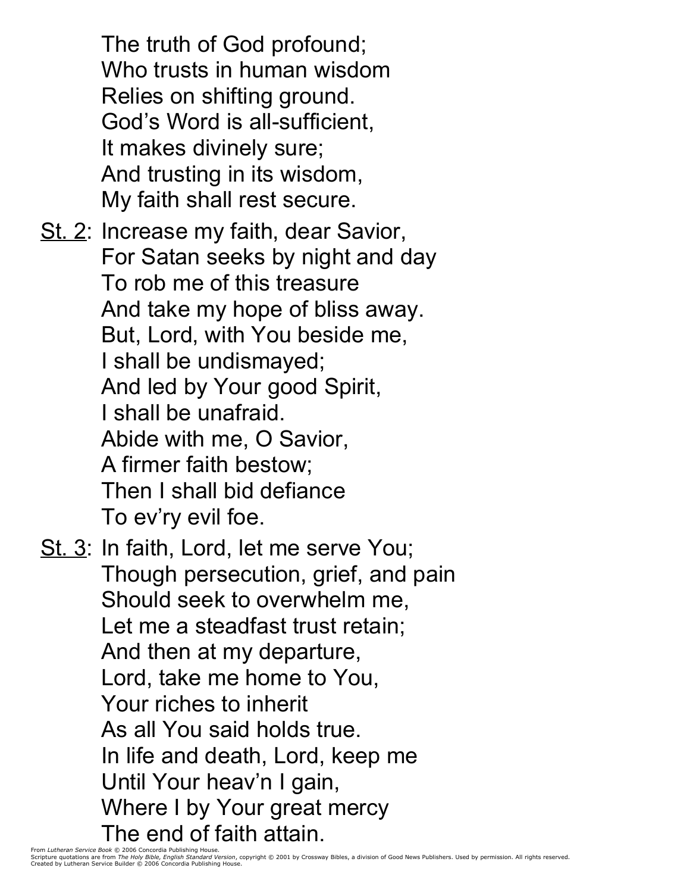The truth of God profound;
Who trusts in human wisdom
Relies on shifting ground.
God's Word is all-sufficient,
It makes divinely sure;
And trusting in its wisdom,
My faith shall rest secure.

<u>St. 2</u>: Increase my faith, dear Savior,
For Satan seeks by night and day
To rob me of this treasure
And take my hope of bliss away.
But, Lord, with You beside me,
I shall be undismayed;
And led by Your good Spirit,
I shall be unafraid.
Abide with me, O Savior,
A firmer faith bestow;
Then I shall bid defiance
To ev'ry evil foe.

<u>St. 3</u>: In faith, Lord, let me serve You;
Though persecution, grief, and pain
Should seek to overwhelm me,
Let me a steadfast trust retain;
And then at my departure,
Lord, take me home to You,
Your riches to inherit
As all You said holds true.
In life and death, Lord, keep me
Until Your heav'n I gain,
Where I by Your great mercy
The end of faith attain.

From *Lutheran Service Book* © 2006 Concordia Publishing House.
Scripture quotations are from *The Holy Bible, English Standard Version*, copyright © 2001 by Crossway Bibles, a division of Good News Publishers. Used by permission. All rights reserved.
Created by Lutheran Service Builder © 2006 Concordia Publishing House.